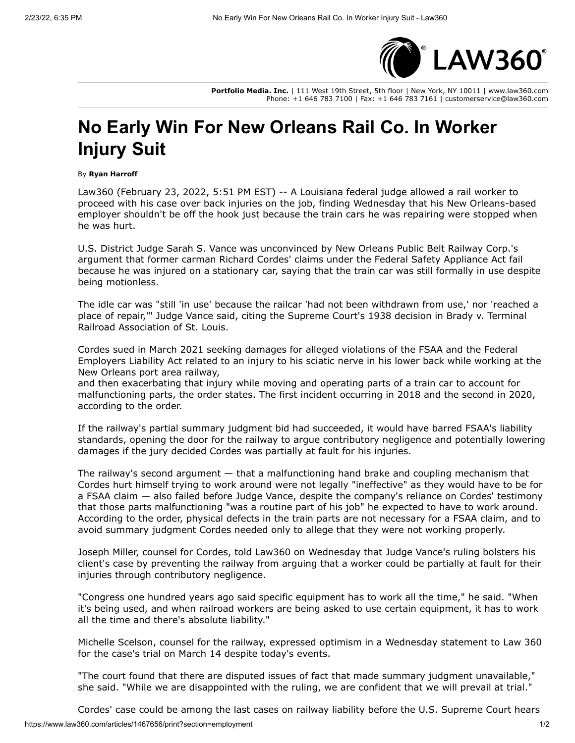Portfolio Media. Inc. | 111 West 19th Street, 5th floor | New York, NY 10011 | www.law360.com
Phone: +1 646 783 7100 | Fax: +1 646 783 7161 | customerservice@law360.com

# No Early Win For New Orleans Rail Co. In Worker Injury Suit

By **Ryan Harroff**

Law360 (February 23, 2022, 5:51 PM EST) -- A Louisiana federal judge allowed a rail worker to proceed with his case over back injuries on the job, finding Wednesday that his New Orleans-based employer shouldn't be off the hook just because the train cars he was repairing were stopped when he was hurt.

U.S. District Judge Sarah S. Vance was unconvinced by New Orleans Public Belt Railway Corp.'s argument that former carman Richard Cordes' claims under the Federal Safety Appliance Act fail because he was injured on a stationary car, saying that the train car was still formally in use despite being motionless.

The idle car was "still 'in use' because the railcar 'had not been withdrawn from use,' nor 'reached a place of repair,'" Judge Vance said, citing the Supreme Court's 1938 decision in Brady v. Terminal Railroad Association of St. Louis.

Cordes sued in March 2021 seeking damages for alleged violations of the FSAA and the Federal Employers Liability Act related to an injury to his sciatic nerve in his lower back while working at the New Orleans port area railway,
and then exacerbating that injury while moving and operating parts of a train car to account for malfunctioning parts, the order states. The first incident occurring in 2018 and the second in 2020, according to the order.

If the railway's partial summary judgment bid had succeeded, it would have barred FSAA's liability standards, opening the door for the railway to argue contributory negligence and potentially lowering damages if the jury decided Cordes was partially at fault for his injuries.

The railway's second argument — that a malfunctioning hand brake and coupling mechanism that Cordes hurt himself trying to work around were not legally "ineffective" as they would have to be for a FSAA claim — also failed before Judge Vance, despite the company's reliance on Cordes' testimony that those parts malfunctioning "was a routine part of his job" he expected to have to work around. According to the order, physical defects in the train parts are not necessary for a FSAA claim, and to avoid summary judgment Cordes needed only to allege that they were not working properly.

Joseph Miller, counsel for Cordes, told Law360 on Wednesday that Judge Vance's ruling bolsters his client's case by preventing the railway from arguing that a worker could be partially at fault for their injuries through contributory negligence.

"Congress one hundred years ago said specific equipment has to work all the time," he said. "When it's being used, and when railroad workers are being asked to use certain equipment, it has to work all the time and there's absolute liability."

Michelle Scelson, counsel for the railway, expressed optimism in a Wednesday statement to Law 360 for the case's trial on March 14 despite today's events.

"The court found that there are disputed issues of fact that made summary judgment unavailable," she said. "While we are disappointed with the ruling, we are confident that we will prevail at trial."

Cordes' case could be among the last cases on railway liability before the U.S. Supreme Court hears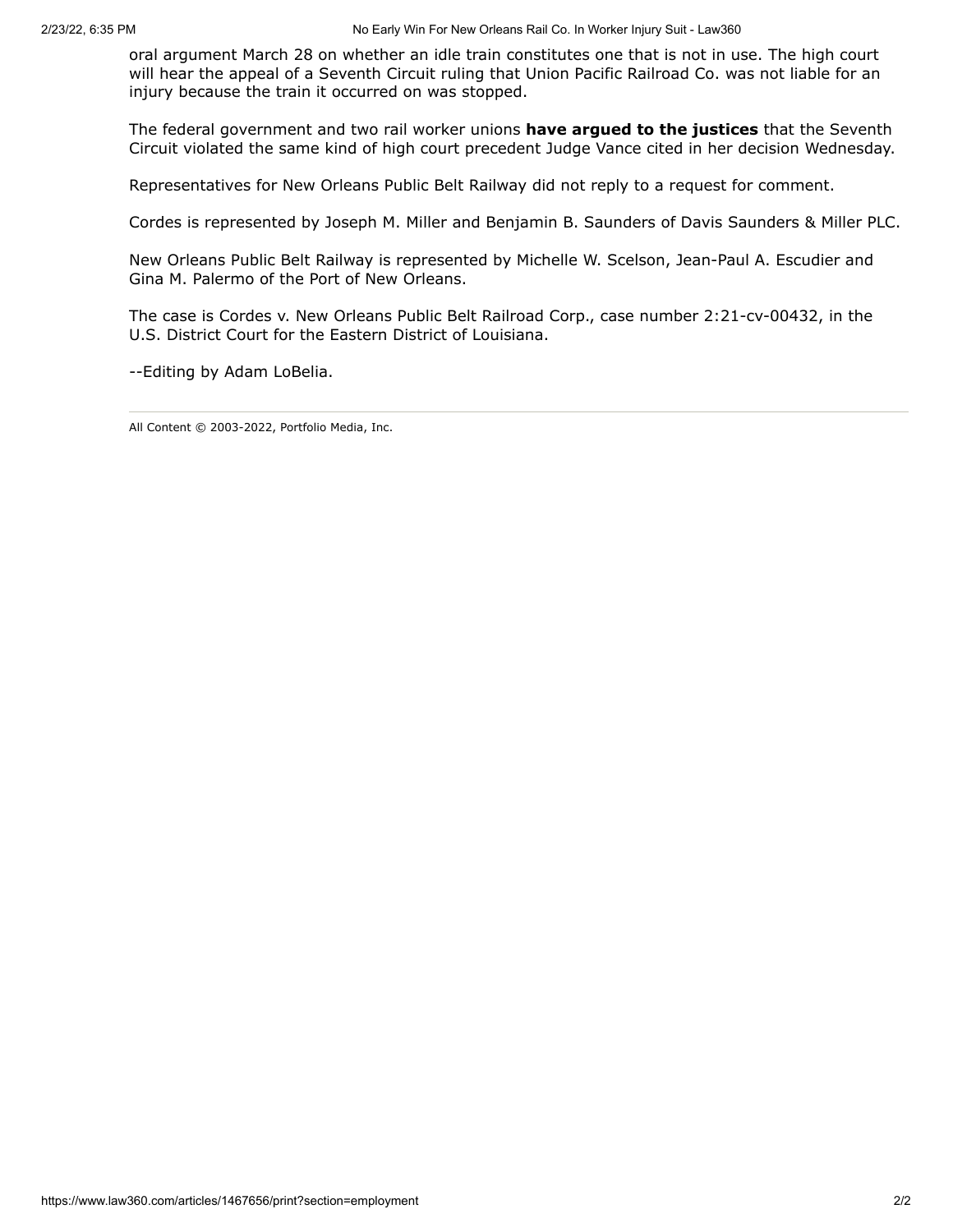oral argument March 28 on whether an idle train constitutes one that is not in use. The high court will hear the appeal of a Seventh Circuit ruling that Union Pacific Railroad Co. was not liable for an injury because the train it occurred on was stopped.

The federal government and two rail worker unions **have argued to the justices** that the Seventh Circuit violated the same kind of high court precedent Judge Vance cited in her decision Wednesday.

Representatives for New Orleans Public Belt Railway did not reply to a request for comment.

Cordes is represented by Joseph M. Miller and Benjamin B. Saunders of Davis Saunders & Miller PLC.

New Orleans Public Belt Railway is represented by Michelle W. Scelson, Jean-Paul A. Escudier and Gina M. Palermo of the Port of New Orleans.

The case is Cordes v. New Orleans Public Belt Railroad Corp., case number 2:21-cv-00432, in the U.S. District Court for the Eastern District of Louisiana.

--Editing by Adam LoBelia.

---

All Content © 2003-2022, Portfolio Media, Inc.